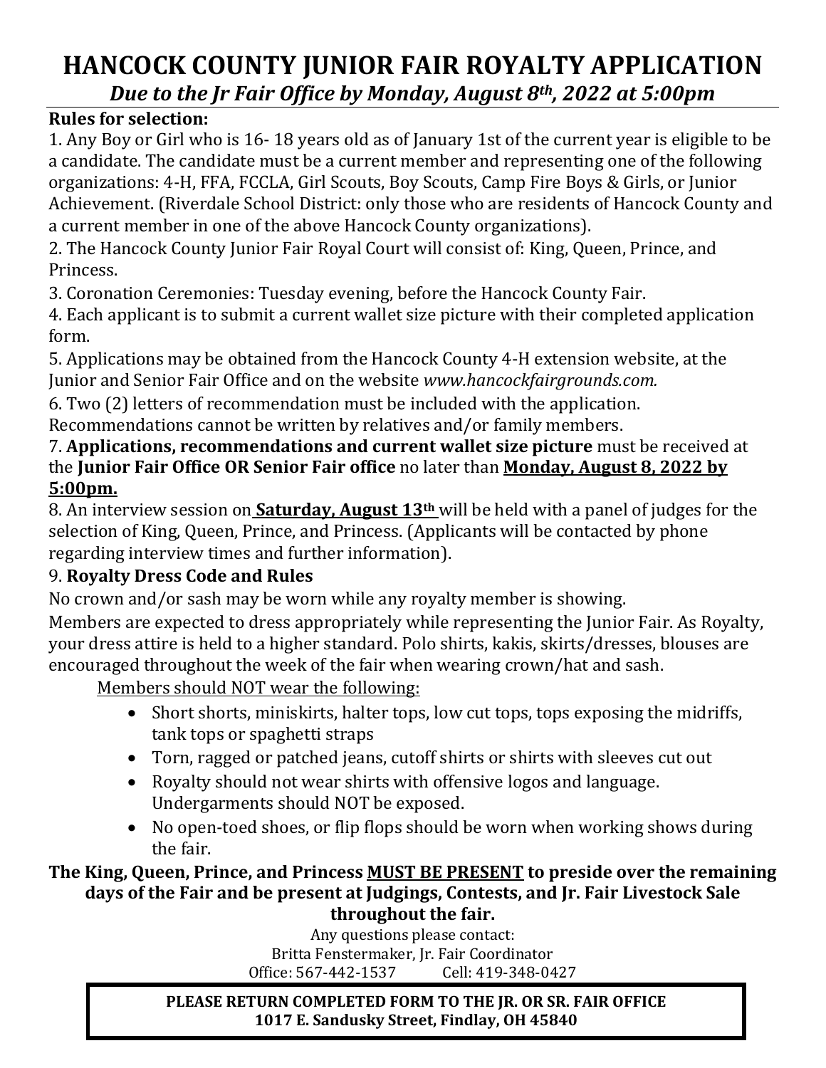# HANCOCK COUNTY JUNIOR FAIR ROYALTY APPLICATION

***Due to the Jr Fair Office by Monday, August 8th, 2022 at 5:00pm***

**Rules for selection:**

1. Any Boy or Girl who is 16- 18 years old as of January 1st of the current year is eligible to be a candidate. The candidate must be a current member and representing one of the following organizations: 4-H, FFA, FCCLA, Girl Scouts, Boy Scouts, Camp Fire Boys & Girls, or Junior Achievement. (Riverdale School District: only those who are residents of Hancock County and a current member in one of the above Hancock County organizations).
2. The Hancock County Junior Fair Royal Court will consist of: King, Queen, Prince, and Princess.
3. Coronation Ceremonies: Tuesday evening, before the Hancock County Fair.
4. Each applicant is to submit a current wallet size picture with their completed application form.
5. Applications may be obtained from the Hancock County 4-H extension website, at the Junior and Senior Fair Office and on the website *www.hancockfairgrounds.com.*
6. Two (2) letters of recommendation must be included with the application. Recommendations cannot be written by relatives and/or family members.
7. **Applications, recommendations and current wallet size picture** must be received at the **Junior Fair Office OR Senior Fair office** no later than **<u>Monday, August 8, 2022 by 5:00pm.</u>**
8. An interview session on **<u>Saturday, August 13th</u>** will be held with a panel of judges for the selection of King, Queen, Prince, and Princess. (Applicants will be contacted by phone regarding interview times and further information).
9. **Royalty Dress Code and Rules**

No crown and/or sash may be worn while any royalty member is showing.

Members are expected to dress appropriately while representing the Junior Fair. As Royalty, your dress attire is held to a higher standard. Polo shirts, kakis, skirts/dresses, blouses are encouraged throughout the week of the fair when wearing crown/hat and sash.

<u>Members should NOT wear the following:</u>

- Short shorts, miniskirts, halter tops, low cut tops, tops exposing the midriffs, tank tops or spaghetti straps
- Torn, ragged or patched jeans, cutoff shirts or shirts with sleeves cut out
- Royalty should not wear shirts with offensive logos and language. Undergarments should NOT be exposed.
- No open-toed shoes, or flip flops should be worn when working shows during the fair.

**The King, Queen, Prince, and Princess <u>MUST BE PRESENT</u> to preside over the remaining days of the Fair and be present at Judgings, Contests, and Jr. Fair Livestock Sale throughout the fair.**

Any questions please contact:
Britta Fenstermaker, Jr. Fair Coordinator
Office: 567-442-1537 Cell: 419-348-0427

**PLEASE RETURN COMPLETED FORM TO THE JR. OR SR. FAIR OFFICE**
**1017 E. Sandusky Street, Findlay, OH 45840**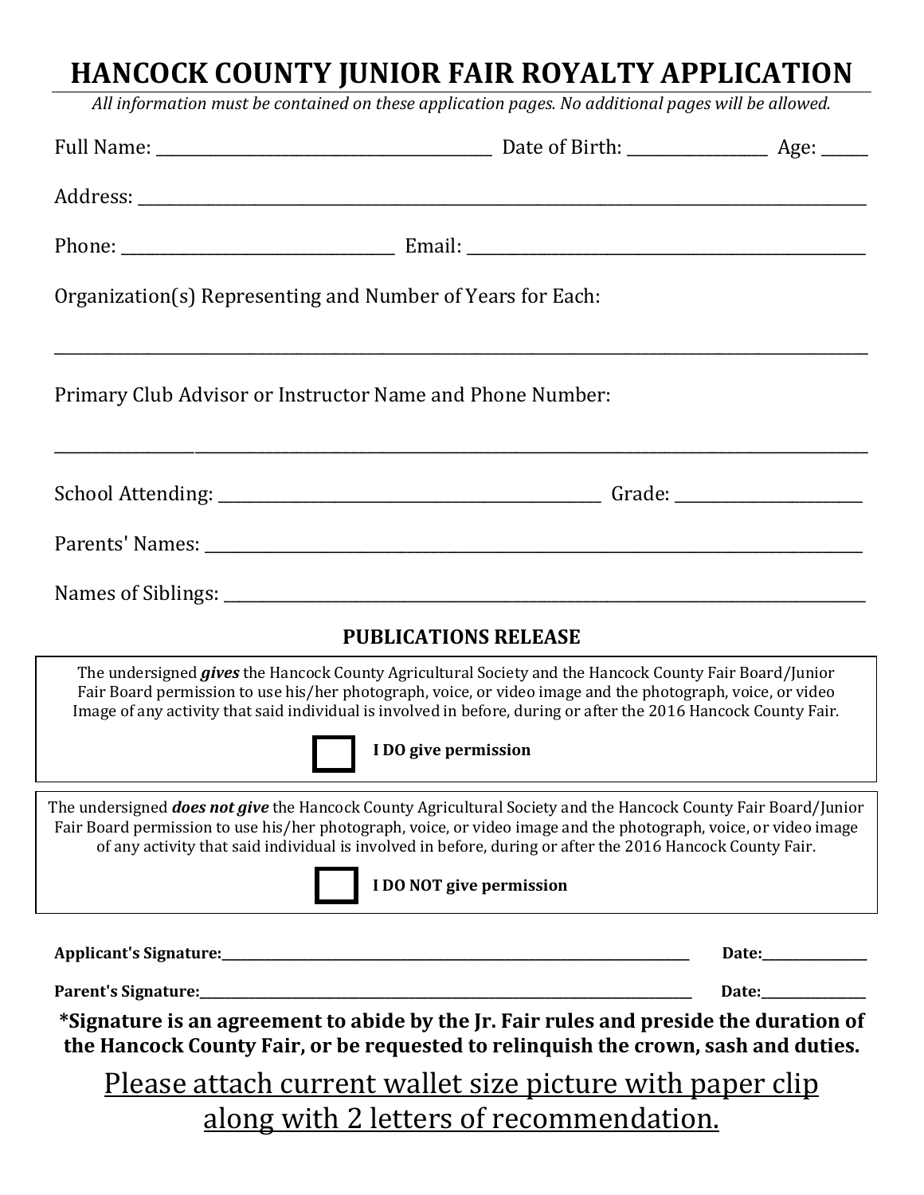# HANCOCK COUNTY JUNIOR FAIR ROYALTY APPLICATION

*All information must be contained on these application pages. No additional pages will be allowed.*

Full Name: ______________________________ Date of Birth: ______________ Age: _____

Address: ________________________________________________________________

Phone: __________________________ Email: ______________________________________

Organization(s) Representing and Number of Years for Each:

_________________________________________________________________________

Primary Club Advisor or Instructor Name and Phone Number:

_________________________________________________________________________

School Attending: ____________________________________ Grade: __________________

Parents' Names: _________________________________________________________________

Names of Siblings: _______________________________________________________________

### PUBLICATIONS RELEASE

The undersigned ***gives*** the Hancock County Agricultural Society and the Hancock County Fair Board/Junior Fair Board permission to use his/her photograph, voice, or video image and the photograph, voice, or video Image of any activity that said individual is involved in before, during or after the 2016 Hancock County Fair.

☐ **I DO give permission**

The undersigned ***does not give*** the Hancock County Agricultural Society and the Hancock County Fair Board/Junior Fair Board permission to use his/her photograph, voice, or video image and the photograph, voice, or video image of any activity that said individual is involved in before, during or after the 2016 Hancock County Fair.

☐ **I DO NOT give permission**

**Applicant's Signature:**_____________________________________________ **Date:**______________

**Parent's Signature:**_______________________________________________ **Date:**______________

**\*Signature is an agreement to abide by the Jr. Fair rules and preside the duration of the Hancock County Fair, or be requested to relinquish the crown, sash and duties.**

<u>Please attach current wallet size picture with paper clip along with 2 letters of recommendation.</u>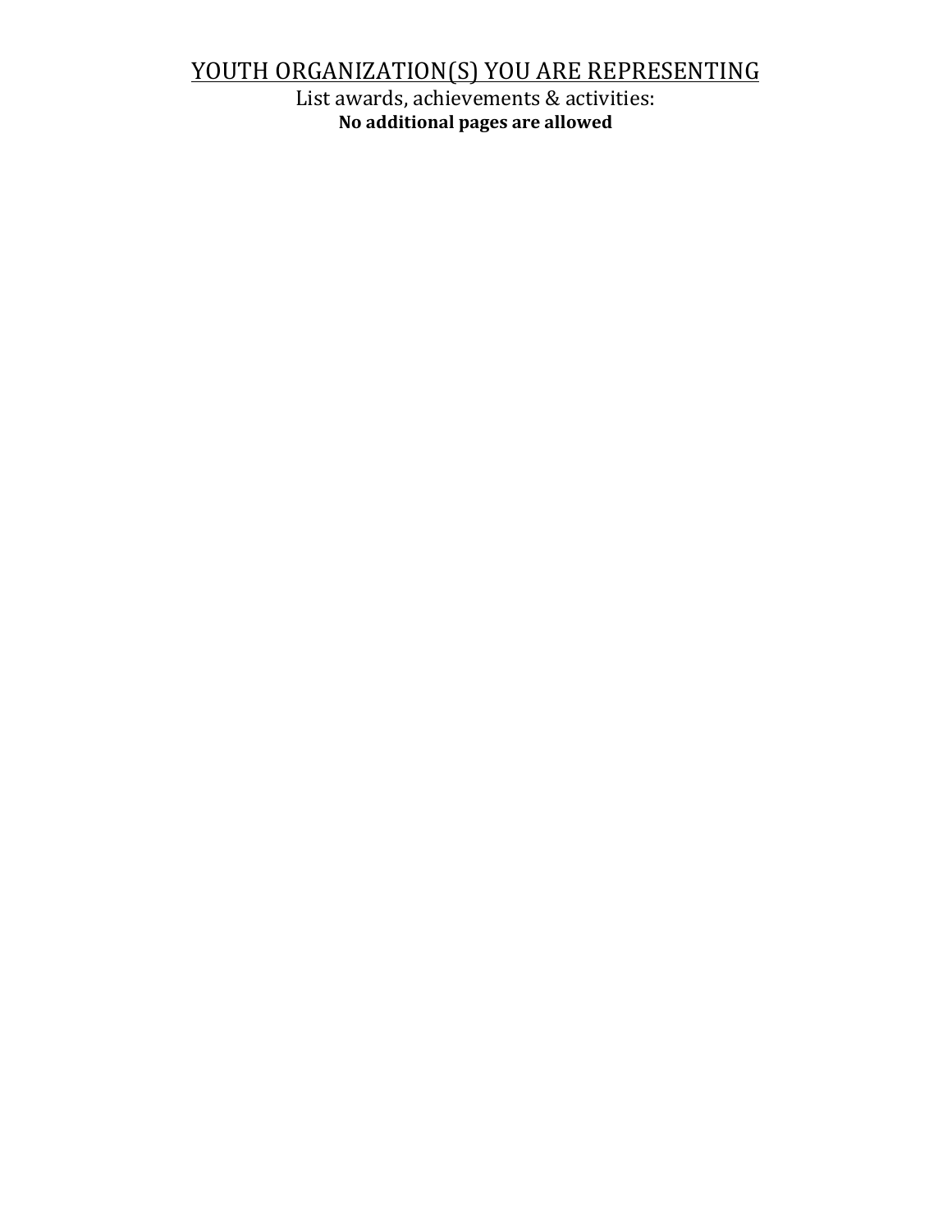# YOUTH ORGANIZATION(S) YOU ARE REPRESENTING

List awards, achievements & activities:

**No additional pages are allowed**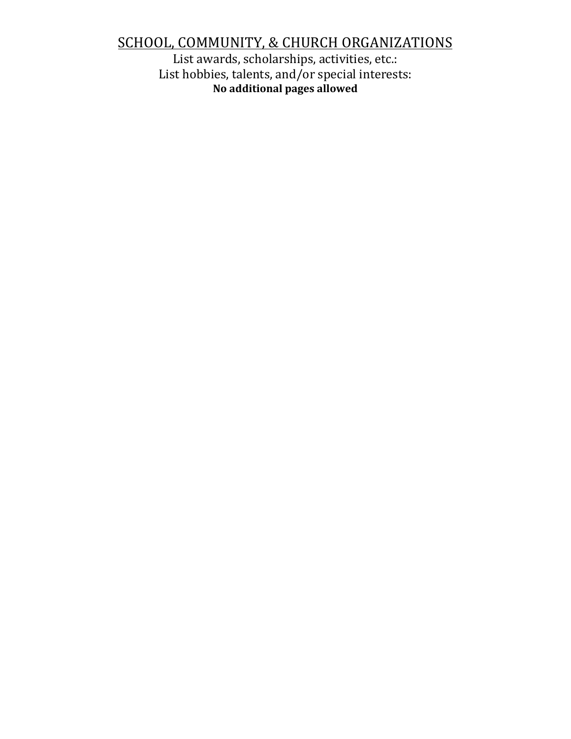## SCHOOL, COMMUNITY, & CHURCH ORGANIZATIONS

List awards, scholarships, activities, etc.:

List hobbies, talents, and/or special interests:

**No additional pages allowed**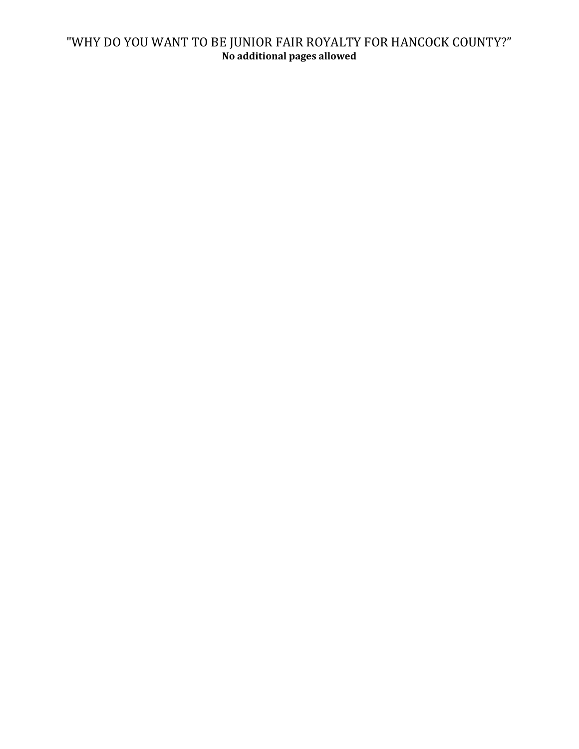"WHY DO YOU WANT TO BE JUNIOR FAIR ROYALTY FOR HANCOCK COUNTY?"

**No additional pages allowed**